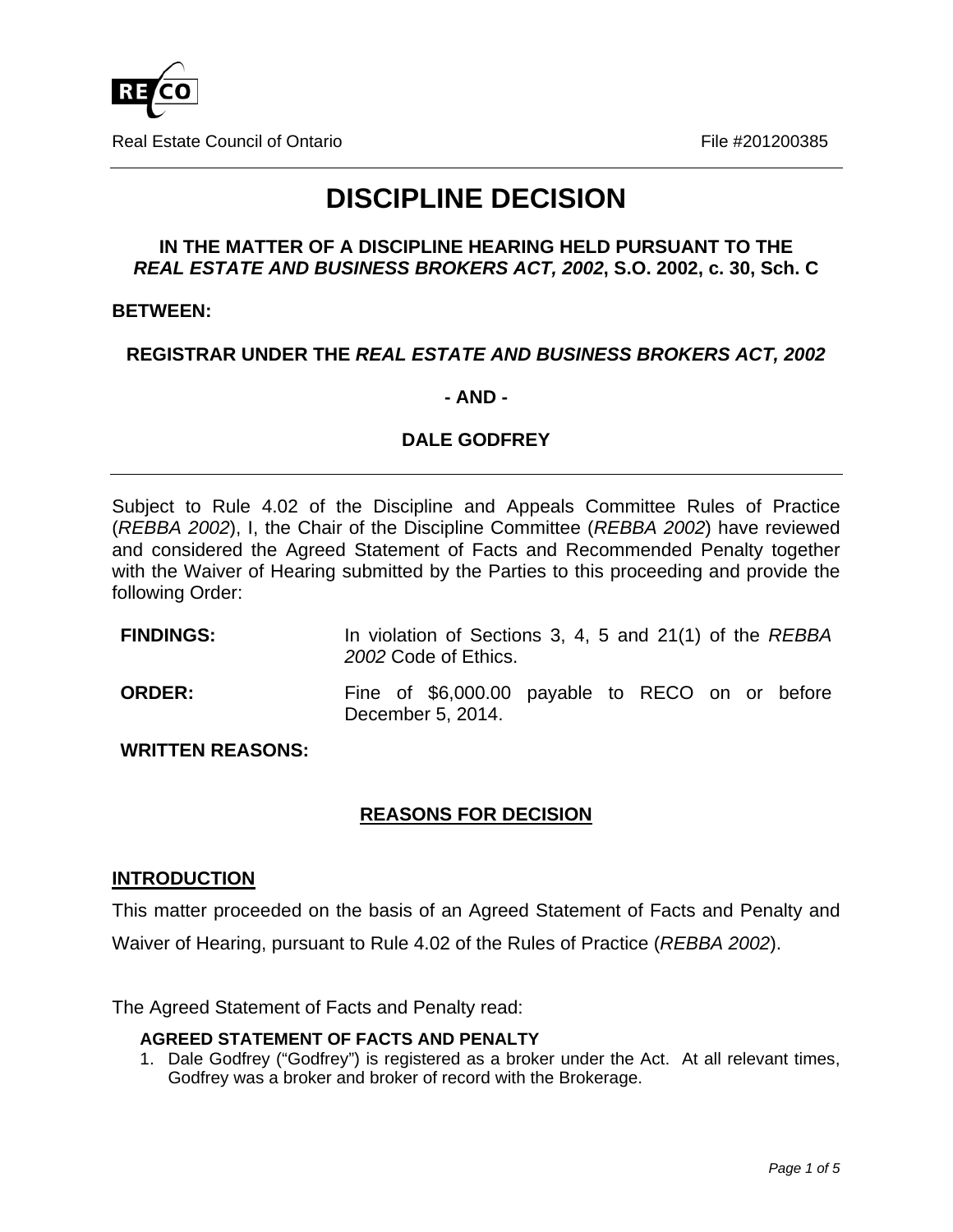Real Estate Council of Ontario File #201200385

# DISCIPLINE DECISION

**IN THE MATTER OF A DISCIPLINE HEARING HELD PURSUANT TO THE *REAL ESTATE AND BUSINESS BROKERS ACT, 2002*, S.O. 2002, c. 30, Sch. C**

**BETWEEN:**

**REGISTRAR UNDER THE *REAL ESTATE AND BUSINESS BROKERS ACT, 2002***

**- AND -**

**DALE GODFREY**

---

Subject to Rule 4.02 of the Discipline and Appeals Committee Rules of Practice (*REBBA 2002*), I, the Chair of the Discipline Committee (*REBBA 2002*) have reviewed and considered the Agreed Statement of Facts and Recommended Penalty together with the Waiver of Hearing submitted by the Parties to this proceeding and provide the following Order:

**FINDINGS:** In violation of Sections 3, 4, 5 and 21(1) of the *REBBA 2002* Code of Ethics.

**ORDER:** Fine of $6,000.00 payable to RECO on or before December 5, 2014.

**WRITTEN REASONS:**

## REASONS FOR DECISION

### INTRODUCTION

This matter proceeded on the basis of an Agreed Statement of Facts and Penalty and Waiver of Hearing, pursuant to Rule 4.02 of the Rules of Practice (*REBBA 2002*).

The Agreed Statement of Facts and Penalty read:

**AGREED STATEMENT OF FACTS AND PENALTY**

1. Dale Godfrey ("Godfrey") is registered as a broker under the Act. At all relevant times, Godfrey was a broker and broker of record with the Brokerage.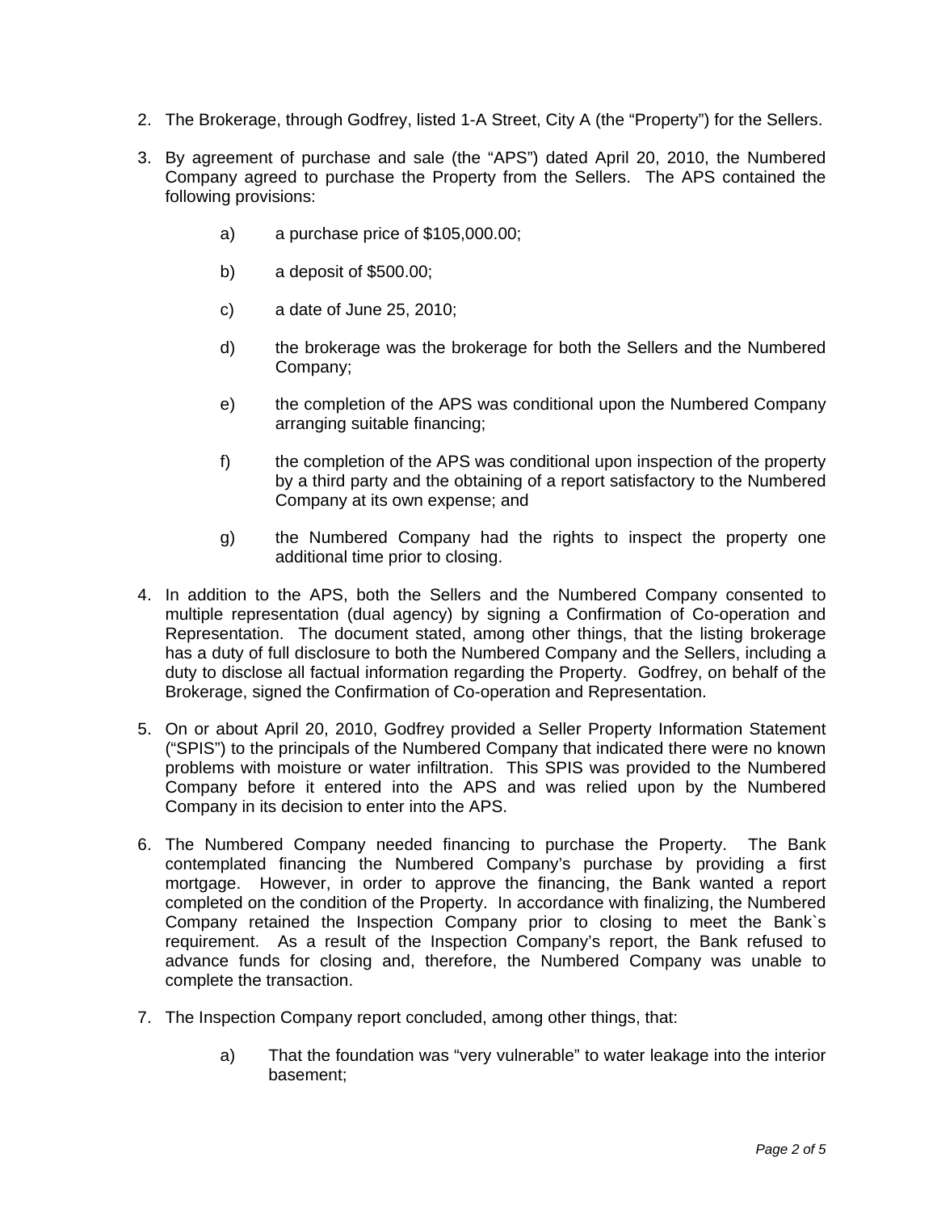2. The Brokerage, through Godfrey, listed 1-A Street, City A (the "Property") for the Sellers.

3. By agreement of purchase and sale (the "APS") dated April 20, 2010, the Numbered Company agreed to purchase the Property from the Sellers. The APS contained the following provisions:

   a) a purchase price of $105,000.00;

   b) a deposit of $500.00;

   c) a date of June 25, 2010;

   d) the brokerage was the brokerage for both the Sellers and the Numbered Company;

   e) the completion of the APS was conditional upon the Numbered Company arranging suitable financing;

   f) the completion of the APS was conditional upon inspection of the property by a third party and the obtaining of a report satisfactory to the Numbered Company at its own expense; and

   g) the Numbered Company had the rights to inspect the property one additional time prior to closing.

4. In addition to the APS, both the Sellers and the Numbered Company consented to multiple representation (dual agency) by signing a Confirmation of Co-operation and Representation. The document stated, among other things, that the listing brokerage has a duty of full disclosure to both the Numbered Company and the Sellers, including a duty to disclose all factual information regarding the Property. Godfrey, on behalf of the Brokerage, signed the Confirmation of Co-operation and Representation.

5. On or about April 20, 2010, Godfrey provided a Seller Property Information Statement ("SPIS") to the principals of the Numbered Company that indicated there were no known problems with moisture or water infiltration. This SPIS was provided to the Numbered Company before it entered into the APS and was relied upon by the Numbered Company in its decision to enter into the APS.

6. The Numbered Company needed financing to purchase the Property. The Bank contemplated financing the Numbered Company's purchase by providing a first mortgage. However, in order to approve the financing, the Bank wanted a report completed on the condition of the Property. In accordance with finalizing, the Numbered Company retained the Inspection Company prior to closing to meet the Bank`s requirement. As a result of the Inspection Company's report, the Bank refused to advance funds for closing and, therefore, the Numbered Company was unable to complete the transaction.

7. The Inspection Company report concluded, among other things, that:

   a) That the foundation was "very vulnerable" to water leakage into the interior basement;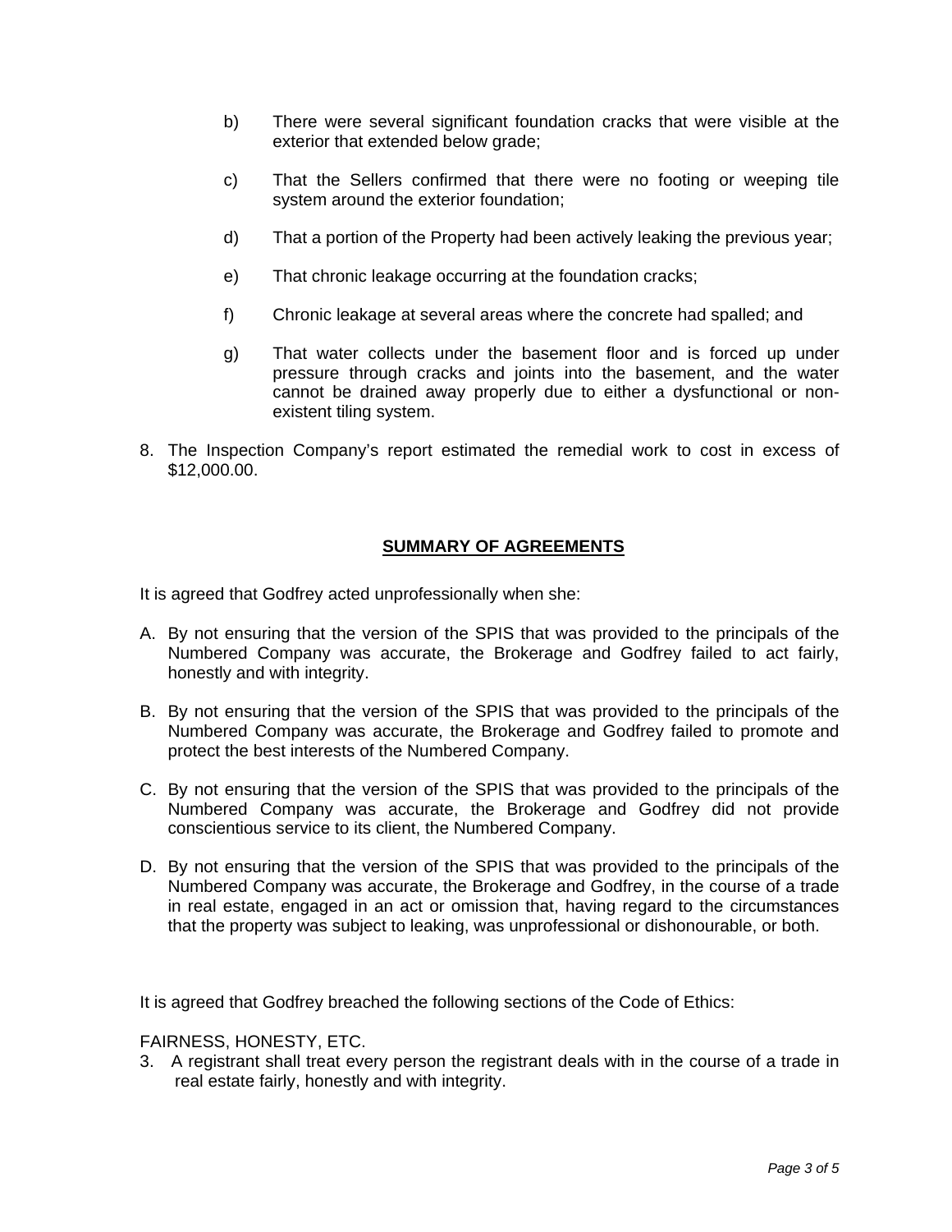b) There were several significant foundation cracks that were visible at the exterior that extended below grade;

c) That the Sellers confirmed that there were no footing or weeping tile system around the exterior foundation;

d) That a portion of the Property had been actively leaking the previous year;

e) That chronic leakage occurring at the foundation cracks;

f) Chronic leakage at several areas where the concrete had spalled; and

g) That water collects under the basement floor and is forced up under pressure through cracks and joints into the basement, and the water cannot be drained away properly due to either a dysfunctional or non-existent tiling system.

8. The Inspection Company's report estimated the remedial work to cost in excess of $12,000.00.

## SUMMARY OF AGREEMENTS

It is agreed that Godfrey acted unprofessionally when she:

A. By not ensuring that the version of the SPIS that was provided to the principals of the Numbered Company was accurate, the Brokerage and Godfrey failed to act fairly, honestly and with integrity.

B. By not ensuring that the version of the SPIS that was provided to the principals of the Numbered Company was accurate, the Brokerage and Godfrey failed to promote and protect the best interests of the Numbered Company.

C. By not ensuring that the version of the SPIS that was provided to the principals of the Numbered Company was accurate, the Brokerage and Godfrey did not provide conscientious service to its client, the Numbered Company.

D. By not ensuring that the version of the SPIS that was provided to the principals of the Numbered Company was accurate, the Brokerage and Godfrey, in the course of a trade in real estate, engaged in an act or omission that, having regard to the circumstances that the property was subject to leaking, was unprofessional or dishonourable, or both.

It is agreed that Godfrey breached the following sections of the Code of Ethics:

FAIRNESS, HONESTY, ETC.

3. A registrant shall treat every person the registrant deals with in the course of a trade in real estate fairly, honestly and with integrity.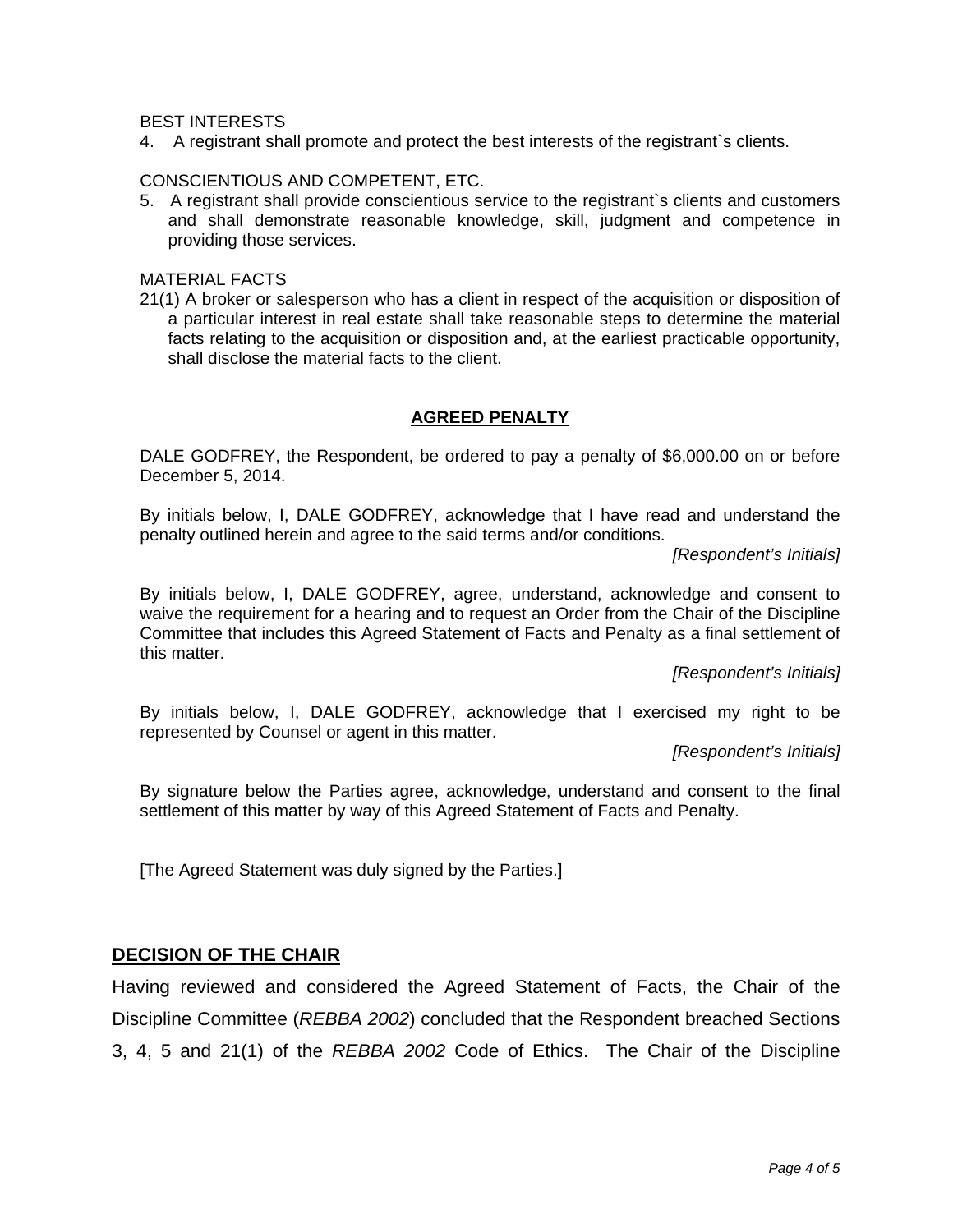BEST INTERESTS

4. A registrant shall promote and protect the best interests of the registrant`s clients.

CONSCIENTIOUS AND COMPETENT, ETC.

5. A registrant shall provide conscientious service to the registrant`s clients and customers and shall demonstrate reasonable knowledge, skill, judgment and competence in providing those services.

MATERIAL FACTS

21(1) A broker or salesperson who has a client in respect of the acquisition or disposition of a particular interest in real estate shall take reasonable steps to determine the material facts relating to the acquisition or disposition and, at the earliest practicable opportunity, shall disclose the material facts to the client.

## **AGREED PENALTY**

DALE GODFREY, the Respondent, be ordered to pay a penalty of $6,000.00 on or before December 5, 2014.

By initials below, I, DALE GODFREY, acknowledge that I have read and understand the penalty outlined herein and agree to the said terms and/or conditions.

*[Respondent's Initials]*

By initials below, I, DALE GODFREY, agree, understand, acknowledge and consent to waive the requirement for a hearing and to request an Order from the Chair of the Discipline Committee that includes this Agreed Statement of Facts and Penalty as a final settlement of this matter.

*[Respondent's Initials]*

By initials below, I, DALE GODFREY, acknowledge that I exercised my right to be represented by Counsel or agent in this matter.

*[Respondent's Initials]*

By signature below the Parties agree, acknowledge, understand and consent to the final settlement of this matter by way of this Agreed Statement of Facts and Penalty.

[The Agreed Statement was duly signed by the Parties.]

## **DECISION OF THE CHAIR**

Having reviewed and considered the Agreed Statement of Facts, the Chair of the Discipline Committee (*REBBA 2002*) concluded that the Respondent breached Sections 3, 4, 5 and 21(1) of the *REBBA 2002* Code of Ethics. The Chair of the Discipline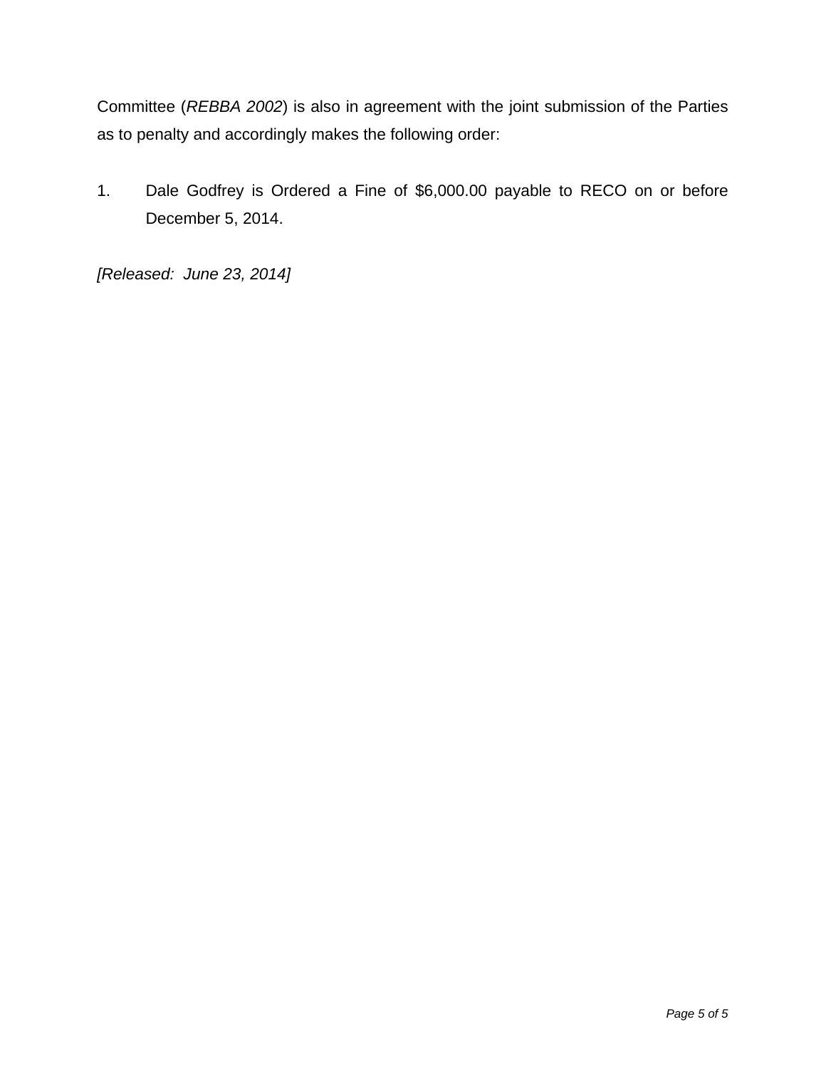Committee (*REBBA 2002*) is also in agreement with the joint submission of the Parties as to penalty and accordingly makes the following order:

1. Dale Godfrey is Ordered a Fine of $6,000.00 payable to RECO on or before December 5, 2014.

*[Released: June 23, 2014]*